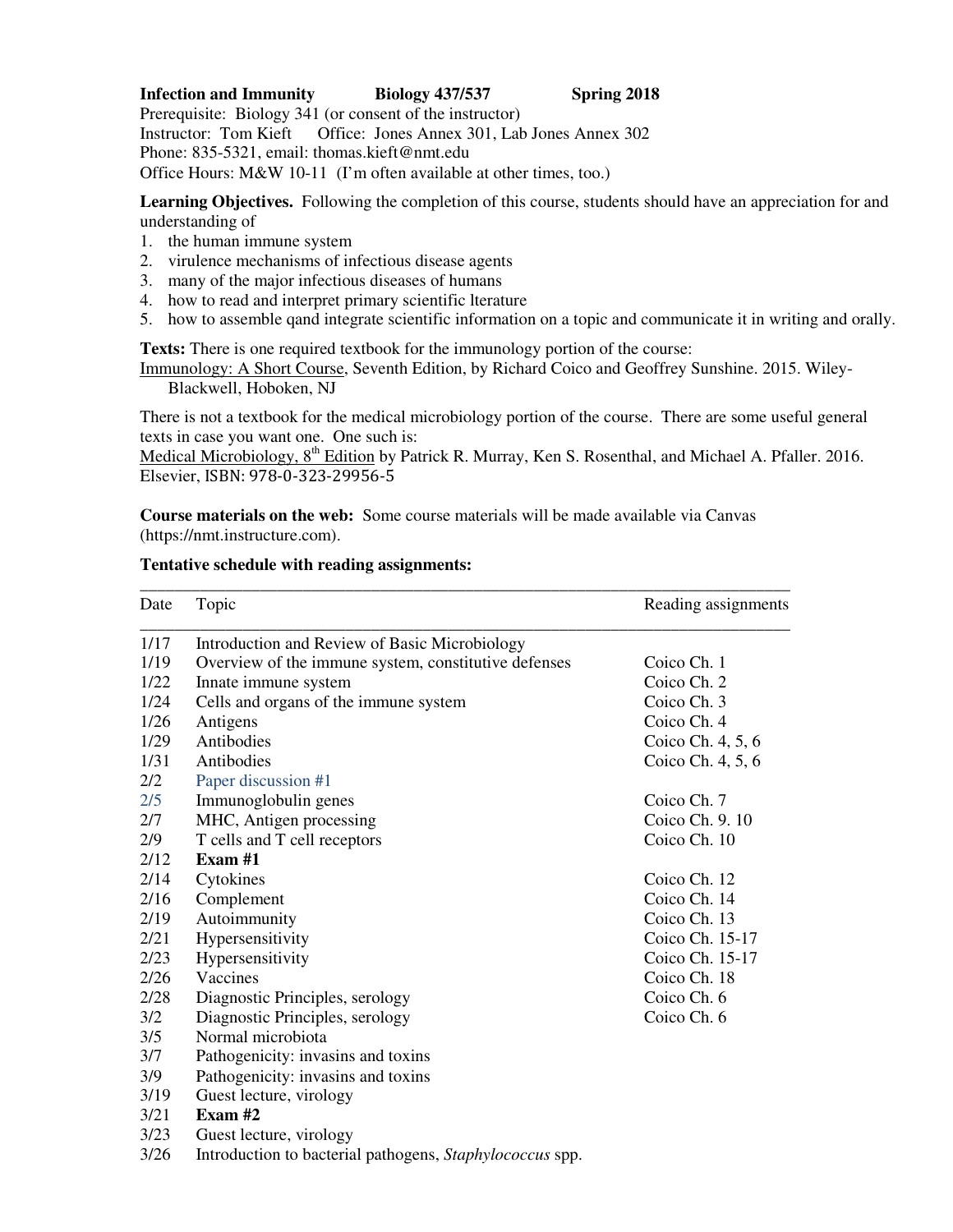**Infection and Immunity** **Biology 437/537** **Spring 2018**

Prerequisite: Biology 341 (or consent of the instructor)
Instructor: Tom Kieft Office: Jones Annex 301, Lab Jones Annex 302
Phone: 835-5321, email: thomas.kieft@nmt.edu
Office Hours: M&W 10-11 (I'm often available at other times, too.)

**Learning Objectives.** Following the completion of this course, students should have an appreciation for and understanding of

1. the human immune system
2. virulence mechanisms of infectious disease agents
3. many of the major infectious diseases of humans
4. how to read and interpret primary scientific lterature
5. how to assemble qand integrate scientific information on a topic and communicate it in writing and orally.

**Texts:** There is one required textbook for the immunology portion of the course:
Immunology: A Short Course, Seventh Edition, by Richard Coico and Geoffrey Sunshine. 2015. Wiley-Blackwell, Hoboken, NJ

There is not a textbook for the medical microbiology portion of the course. There are some useful general texts in case you want one. One such is:
Medical Microbiology, 8th Edition by Patrick R. Murray, Ken S. Rosenthal, and Michael A. Pfaller. 2016. Elsevier, ISBN: 978-0-323-29956-5

**Course materials on the web:** Some course materials will be made available via Canvas (https://nmt.instructure.com).

**Tentative schedule with reading assignments:**

| Date | Topic | Reading assignments |
|---|---|---|
| 1/17 | Introduction and Review of Basic Microbiology | |
| 1/19 | Overview of the immune system, constitutive defenses | Coico Ch. 1 |
| 1/22 | Innate immune system | Coico Ch. 2 |
| 1/24 | Cells and organs of the immune system | Coico Ch. 3 |
| 1/26 | Antigens | Coico Ch. 4 |
| 1/29 | Antibodies | Coico Ch. 4, 5, 6 |
| 1/31 | Antibodies | Coico Ch. 4, 5, 6 |
| 2/2 | Paper discussion #1 | |
| 2/5 | Immunoglobulin genes | Coico Ch. 7 |
| 2/7 | MHC, Antigen processing | Coico Ch. 9. 10 |
| 2/9 | T cells and T cell receptors | Coico Ch. 10 |
| 2/12 | **Exam #1** | |
| 2/14 | Cytokines | Coico Ch. 12 |
| 2/16 | Complement | Coico Ch. 14 |
| 2/19 | Autoimmunity | Coico Ch. 13 |
| 2/21 | Hypersensitivity | Coico Ch. 15-17 |
| 2/23 | Hypersensitivity | Coico Ch. 15-17 |
| 2/26 | Vaccines | Coico Ch. 18 |
| 2/28 | Diagnostic Principles, serology | Coico Ch. 6 |
| 3/2 | Diagnostic Principles, serology | Coico Ch. 6 |
| 3/5 | Normal microbiota | |
| 3/7 | Pathogenicity: invasins and toxins | |
| 3/9 | Pathogenicity: invasins and toxins | |
| 3/19 | Guest lecture, virology | |
| 3/21 | **Exam #2** | |
| 3/23 | Guest lecture, virology | |
| 3/26 | Introduction to bacterial pathogens, *Staphylococcus* spp. | |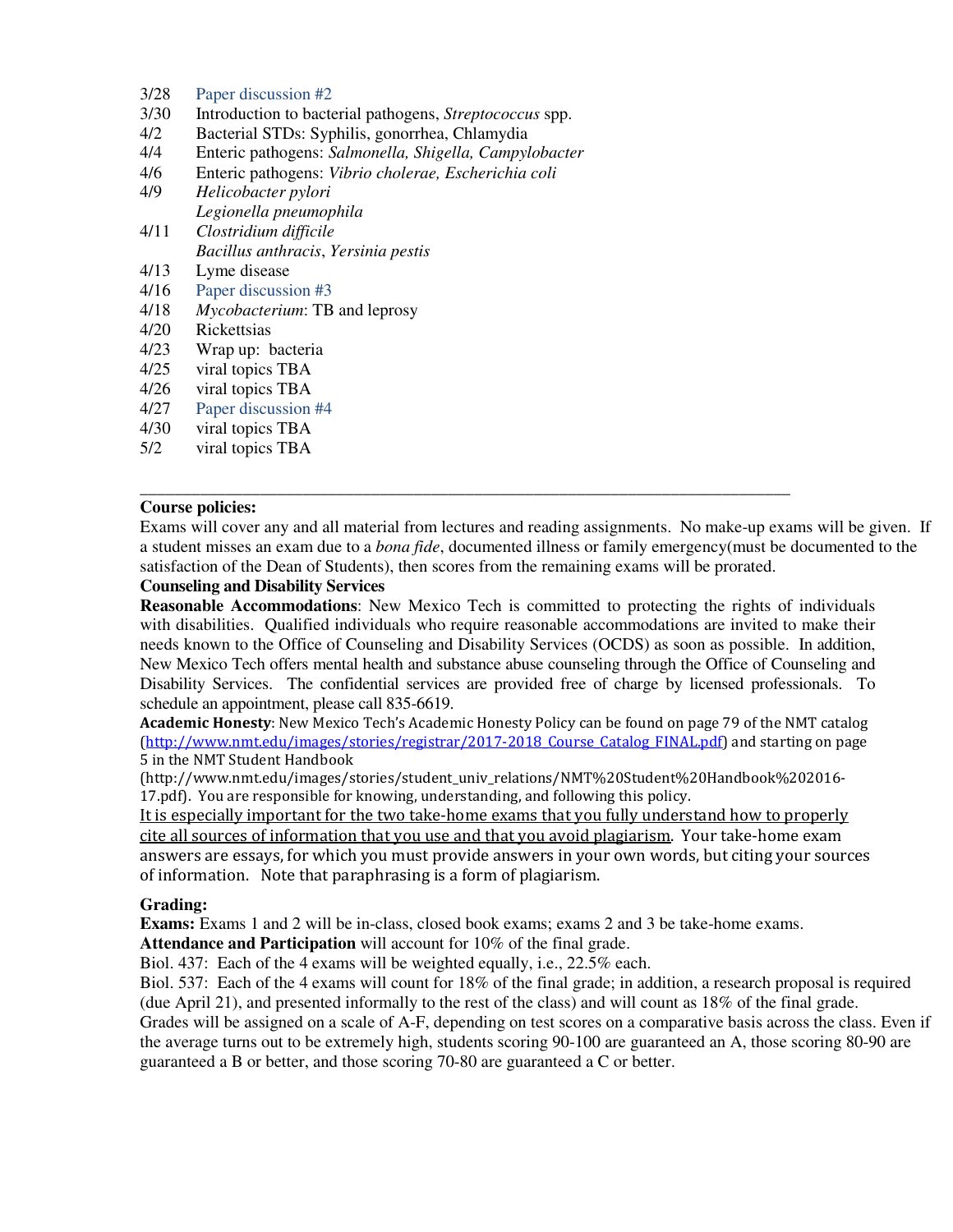| | |
|---|---|
| 3/28 | Paper discussion #2 |
| 3/30 | Introduction to bacterial pathogens, *Streptococcus* spp. |
| 4/2 | Bacterial STDs: Syphilis, gonorrhea, Chlamydia |
| 4/4 | Enteric pathogens: *Salmonella, Shigella, Campylobacter* |
| 4/6 | Enteric pathogens: *Vibrio cholerae, Escherichia coli* |
| 4/9 | *Helicobacter pylori*<br>*Legionella pneumophila* |
| 4/11 | *Clostridium difficile*<br>*Bacillus anthracis*, *Yersinia pestis* |
| 4/13 | Lyme disease |
| 4/16 | Paper discussion #3 |
| 4/18 | *Mycobacterium*: TB and leprosy |
| 4/20 | Rickettsias |
| 4/23 | Wrap up: bacteria |
| 4/25 | viral topics TBA |
| 4/26 | viral topics TBA |
| 4/27 | Paper discussion #4 |
| 4/30 | viral topics TBA |
| 5/2 | viral topics TBA |

---

**Course policies:**

Exams will cover any and all material from lectures and reading assignments. No make-up exams will be given. If a student misses an exam due to a *bona fide*, documented illness or family emergency(must be documented to the satisfaction of the Dean of Students), then scores from the remaining exams will be prorated.

**Counseling and Disability Services**

**Reasonable Accommodations**: New Mexico Tech is committed to protecting the rights of individuals with disabilities. Qualified individuals who require reasonable accommodations are invited to make their needs known to the Office of Counseling and Disability Services (OCDS) as soon as possible. In addition, New Mexico Tech offers mental health and substance abuse counseling through the Office of Counseling and Disability Services. The confidential services are provided free of charge by licensed professionals. To schedule an appointment, please call 835-6619.

**Academic Honesty**: New Mexico Tech's Academic Honesty Policy can be found on page 79 of the NMT catalog (http://www.nmt.edu/images/stories/registrar/2017-2018_Course_Catalog_FINAL.pdf) and starting on page 5 in the NMT Student Handbook (http://www.nmt.edu/images/stories/student_univ_relations/NMT%20Student%20Handbook%202016-17.pdf). You are responsible for knowing, understanding, and following this policy.

<u>It is especially important for the two take-home exams that you fully understand how to properly cite all sources of information that you use and that you avoid plagiarism</u>. Your take-home exam answers are essays, for which you must provide answers in your own words, but citing your sources of information. Note that paraphrasing is a form of plagiarism.

**Grading:**

**Exams:** Exams 1 and 2 will be in-class, closed book exams; exams 2 and 3 be take-home exams.

**Attendance and Participation** will account for 10% of the final grade.

Biol. 437: Each of the 4 exams will be weighted equally, i.e., 22.5% each.

Biol. 537: Each of the 4 exams will count for 18% of the final grade; in addition, a research proposal is required (due April 21), and presented informally to the rest of the class) and will count as 18% of the final grade.

Grades will be assigned on a scale of A-F, depending on test scores on a comparative basis across the class. Even if the average turns out to be extremely high, students scoring 90-100 are guaranteed an A, those scoring 80-90 are guaranteed a B or better, and those scoring 70-80 are guaranteed a C or better.